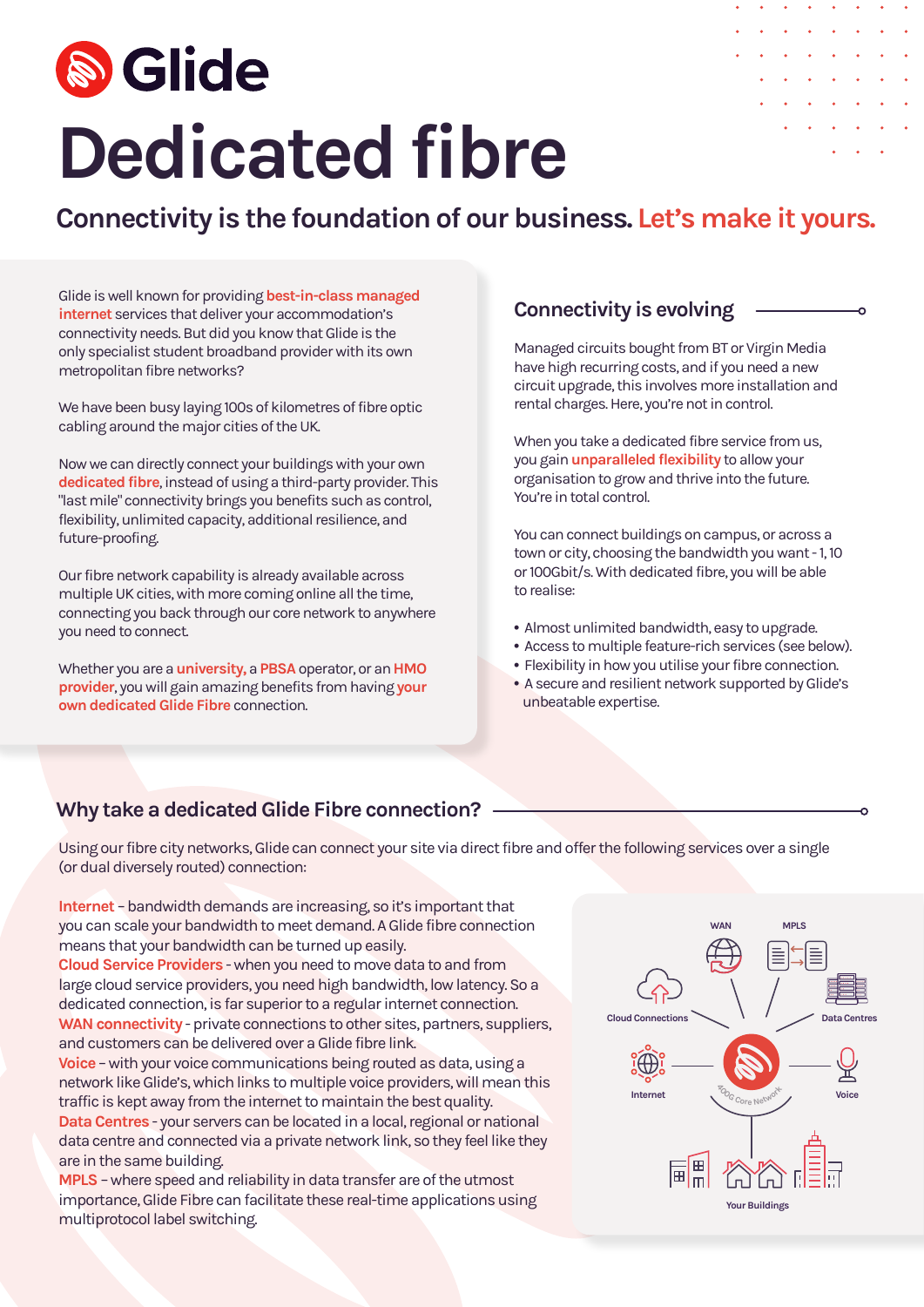# Glide

# Dedicated fibre

## Connectivity is the foundation of our business. Let's make it yours.

Glide is well known for providing **best-in-class managed internet** services that deliver your accommodation's connectivity needs. But did you know that Glide is the only specialist student broadband provider with its own metropolitan fibre networks?

We have been busy laying 100s of kilometres of fibre optic cabling around the major cities of the UK.

Now we can directly connect your buildings with your own **dedicated fibre**, instead of using a third-party provider. This "last mile" connectivity brings you benefits such as control, flexibility, unlimited capacity, additional resilience, and future-proofing.

Our fibre network capability is already available across multiple UK cities, with more coming online all the time, connecting you back through our core network to anywhere you need to connect.

Whether you are a **university**, a **PBSA** operator, or an **HMO provider**, you will gain amazing benefits from having **your own dedicated Glide Fibre** connection.

### Connectivity is evolving

Managed circuits bought from BT or Virgin Media have high recurring costs, and if you need a new circuit upgrade, this involves more installation and rental charges. Here, you're not in control.

When you take a dedicated fibre service from us, you gain **unparalleled flexibility** to allow your organisation to grow and thrive into the future. You're in total control.

You can connect buildings on campus, or across a town or city, choosing the bandwidth you want - 1, 10 or 100Gbit/s. With dedicated fibre, you will be able to realise:

- Almost unlimited bandwidth, easy to upgrade.
- Access to multiple feature-rich services (see below).
- Flexibility in how you utilise your fibre connection.
- A secure and resilient network supported by Glide's unbeatable expertise.

### Why take a dedicated Glide Fibre connection?

Using our fibre city networks, Glide can connect your site via direct fibre and offer the following services over a single (or dual diversely routed) connection:

**Internet** – bandwidth demands are increasing, so it's important that you can scale your bandwidth to meet demand. A Glide fibre connection means that your bandwidth can be turned up easily.
**Cloud Service Providers** - when you need to move data to and from large cloud service providers, you need high bandwidth, low latency. So a dedicated connection, is far superior to a regular internet connection.
**WAN connectivity** - private connections to other sites, partners, suppliers, and customers can be delivered over a Glide fibre link.
**Voice** – with your voice communications being routed as data, using a network like Glide's, which links to multiple voice providers, will mean this traffic is kept away from the internet to maintain the best quality.
**Data Centres** - your servers can be located in a local, regional or national data centre and connected via a private network link, so they feel like they are in the same building.
**MPLS** – where speed and reliability in data transfer are of the utmost importance, Glide Fibre can facilitate these real-time applications using multiprotocol label switching.

WAN · MPLS · Cloud Connections · Data Centres · Internet · Voice · 400G Core Network · Your Buildings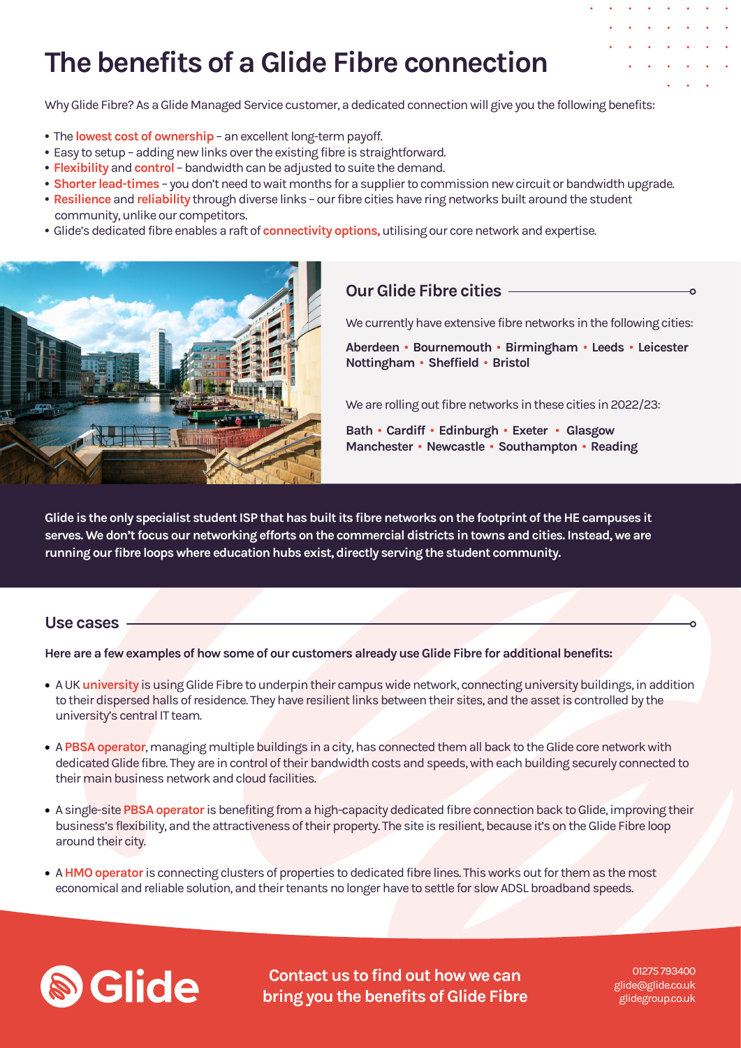# The benefits of a Glide Fibre connection

Why Glide Fibre? As a Glide Managed Service customer, a dedicated connection will give you the following benefits:

- The **lowest cost of ownership** – an excellent long-term payoff.
- Easy to setup – adding new links over the existing fibre is straightforward.
- **Flexibility** and **control** – bandwidth can be adjusted to suite the demand.
- **Shorter lead-times** – you don't need to wait months for a supplier to commission new circuit or bandwidth upgrade.
- **Resilience** and **reliability** through diverse links – our fibre cities have ring networks built around the student community, unlike our competitors.
- Glide's dedicated fibre enables a raft of **connectivity options,** utilising our core network and expertise.

## Our Glide Fibre cities

We currently have extensive fibre networks in the following cities:

**Aberdeen • Bournemouth • Birmingham • Leeds • Leicester Nottingham • Sheffield • Bristol**

We are rolling out fibre networks in these cities in 2022/23:

**Bath • Cardiff • Edinburgh • Exeter • Glasgow Manchester • Newcastle • Southampton • Reading**

**Glide is the only specialist student ISP that has built its fibre networks on the footprint of the HE campuses it serves. We don't focus our networking efforts on the commercial districts in towns and cities. Instead, we are running our fibre loops where education hubs exist, directly serving the student community.**

## Use cases

**Here are a few examples of how some of our customers already use Glide Fibre for additional benefits:**

- A UK **university** is using Glide Fibre to underpin their campus wide network, connecting university buildings, in addition to their dispersed halls of residence. They have resilient links between their sites, and the asset is controlled by the university's central IT team.
- A **PBSA operator**, managing multiple buildings in a city, has connected them all back to the Glide core network with dedicated Glide fibre. They are in control of their bandwidth costs and speeds, with each building securely connected to their main business network and cloud facilities.
- A single-site **PBSA operator** is benefiting from a high-capacity dedicated fibre connection back to Glide, improving their business's flexibility, and the attractiveness of their property. The site is resilient, because it's on the Glide Fibre loop around their city.
- A **HMO operator** is connecting clusters of properties to dedicated fibre lines. This works out for them as the most economical and reliable solution, and their tenants no longer have to settle for slow ADSL broadband speeds.

Glide

**Contact us to find out how we can bring you the benefits of Glide Fibre**

01275 793400
glide@glide.co.uk
glidegroup.co.uk